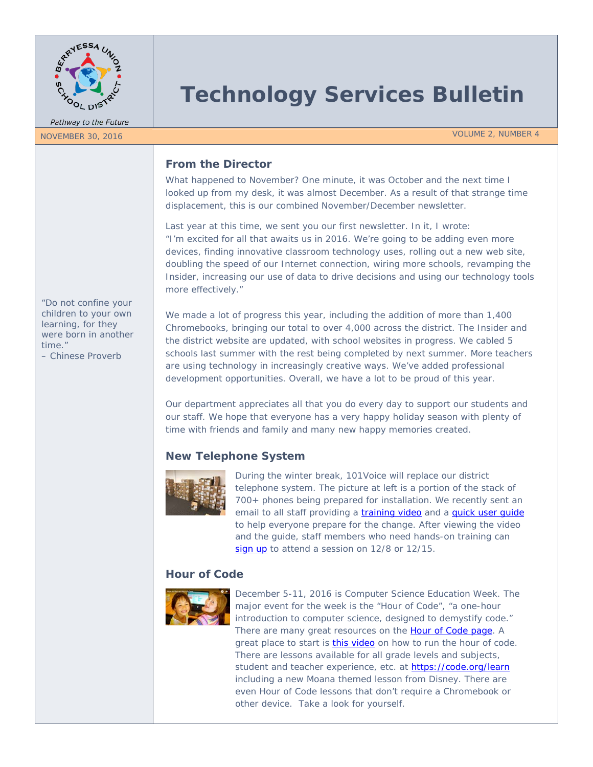Berryessa Union School District

*Pathway to the Future*

# Technology Services Bulletin

NOVEMBER 30, 2016 — VOLUME 2, NUMBER 4

"Do not confine your children to your own learning, for they were born in another time."
– Chinese Proverb

## From the Director

What happened to November? One minute, it was October and the next time I looked up from my desk, it was almost December. As a result of that strange time displacement, this is our combined November/December newsletter.

Last year at this time, we sent you our first newsletter. In it, I wrote:
"I'm excited for all that awaits us in 2016. We're going to be adding even more devices, finding innovative classroom technology uses, rolling out a new web site, doubling the speed of our Internet connection, wiring more schools, revamping the Insider, increasing our use of data to drive decisions and using our technology tools more effectively."

We made a lot of progress this year, including the addition of more than 1,400 Chromebooks, bringing our total to over 4,000 across the district. The Insider and the district website are updated, with school websites in progress. We cabled 5 schools last summer with the rest being completed by next summer. More teachers are using technology in increasingly creative ways. We've added professional development opportunities. Overall, we have a lot to be proud of this year.

Our department appreciates all that you do every day to support our students and our staff. We hope that everyone has a very happy holiday season with plenty of time with friends and family and many new happy memories created.

## New Telephone System

During the winter break, 101Voice will replace our district telephone system. The picture at left is a portion of the stack of 700+ phones being prepared for installation. We recently sent an email to all staff providing a training video and a quick user guide to help everyone prepare for the change. After viewing the video and the guide, staff members who need hands-on training can sign up to attend a session on 12/8 or 12/15.

## Hour of Code

December 5-11, 2016 is Computer Science Education Week. The major event for the week is the "Hour of Code", "a one-hour introduction to computer science, designed to demystify code." There are many great resources on the Hour of Code page. A great place to start is this video on how to run the hour of code. There are lessons available for all grade levels and subjects, student and teacher experience, etc. at https://code.org/learn including a new Moana themed lesson from Disney. There are even Hour of Code lessons that don't require a Chromebook or other device. Take a look for yourself.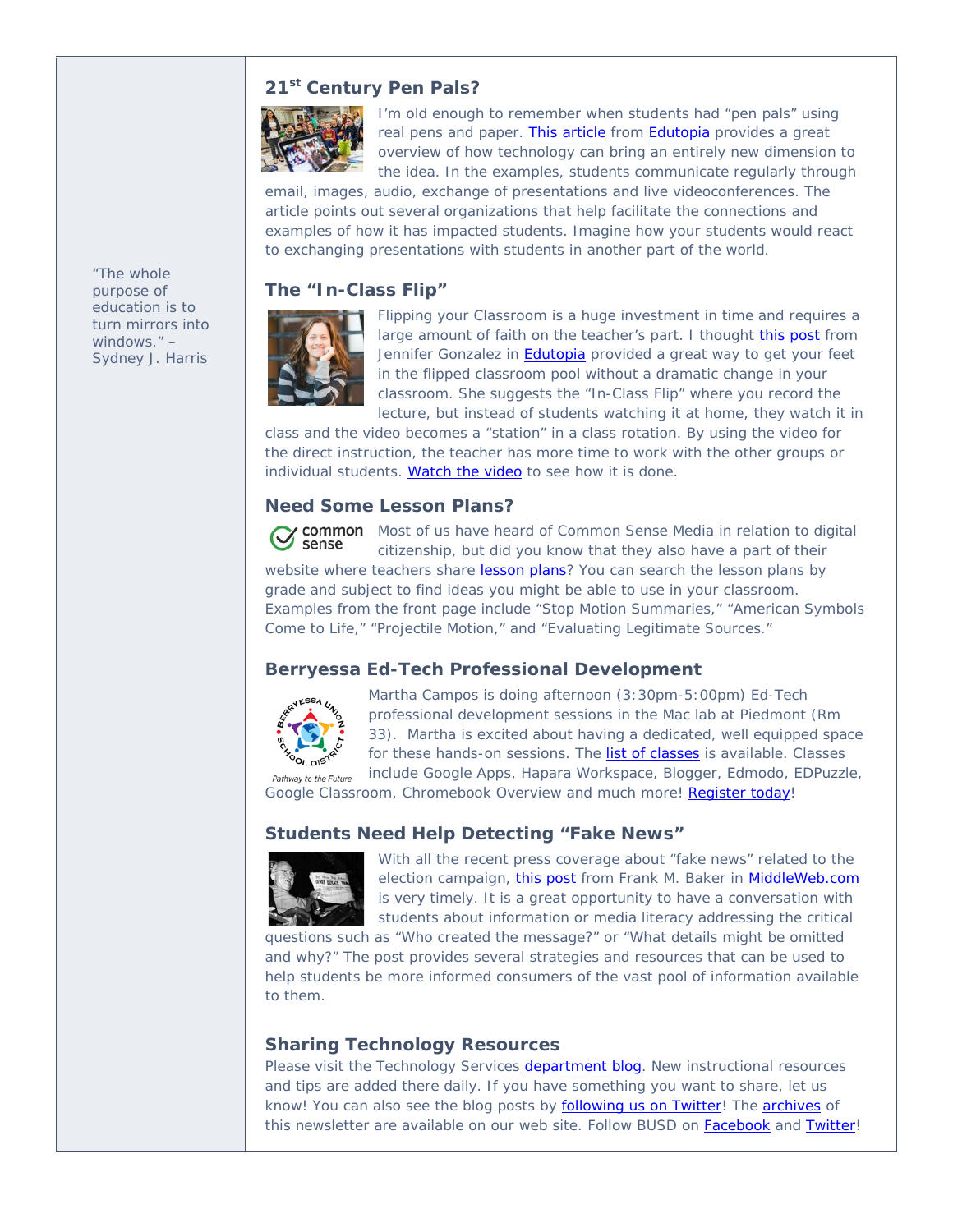"The whole purpose of education is to turn mirrors into windows." – Sydney J. Harris

## 21st Century Pen Pals?

I'm old enough to remember when students had "pen pals" using real pens and paper. This article from Edutopia provides a great overview of how technology can bring an entirely new dimension to the idea. In the examples, students communicate regularly through email, images, audio, exchange of presentations and live videoconferences. The article points out several organizations that help facilitate the connections and examples of how it has impacted students. Imagine how your students would react to exchanging presentations with students in another part of the world.

## The "In-Class Flip"

Flipping your Classroom is a huge investment in time and requires a large amount of faith on the teacher's part. I thought this post from Jennifer Gonzalez in Edutopia provided a great way to get your feet in the flipped classroom pool without a dramatic change in your classroom. She suggests the "In-Class Flip" where you record the lecture, but instead of students watching it at home, they watch it in class and the video becomes a "station" in a class rotation. By using the video for the direct instruction, the teacher has more time to work with the other groups or individual students. Watch the video to see how it is done.

## Need Some Lesson Plans?

Most of us have heard of Common Sense Media in relation to digital citizenship, but did you know that they also have a part of their website where teachers share lesson plans? You can search the lesson plans by grade and subject to find ideas you might be able to use in your classroom. Examples from the front page include "Stop Motion Summaries," "American Symbols Come to Life," "Projectile Motion," and "Evaluating Legitimate Sources."

## Berryessa Ed-Tech Professional Development

Martha Campos is doing afternoon (3:30pm-5:00pm) Ed-Tech professional development sessions in the Mac lab at Piedmont (Rm 33). Martha is excited about having a dedicated, well equipped space for these hands-on sessions. The list of classes is available. Classes include Google Apps, Hapara Workspace, Blogger, Edmodo, EDPuzzle, Google Classroom, Chromebook Overview and much more! Register today!

## Students Need Help Detecting "Fake News"

With all the recent press coverage about "fake news" related to the election campaign, this post from Frank M. Baker in MiddleWeb.com is very timely. It is a great opportunity to have a conversation with students about information or media literacy addressing the critical questions such as "Who created the message?" or "What details might be omitted and why?" The post provides several strategies and resources that can be used to help students be more informed consumers of the vast pool of information available to them.

## Sharing Technology Resources

Please visit the Technology Services department blog. New instructional resources and tips are added there daily. If you have something you want to share, let us know! You can also see the blog posts by following us on Twitter! The archives of this newsletter are available on our web site. Follow BUSD on Facebook and Twitter!